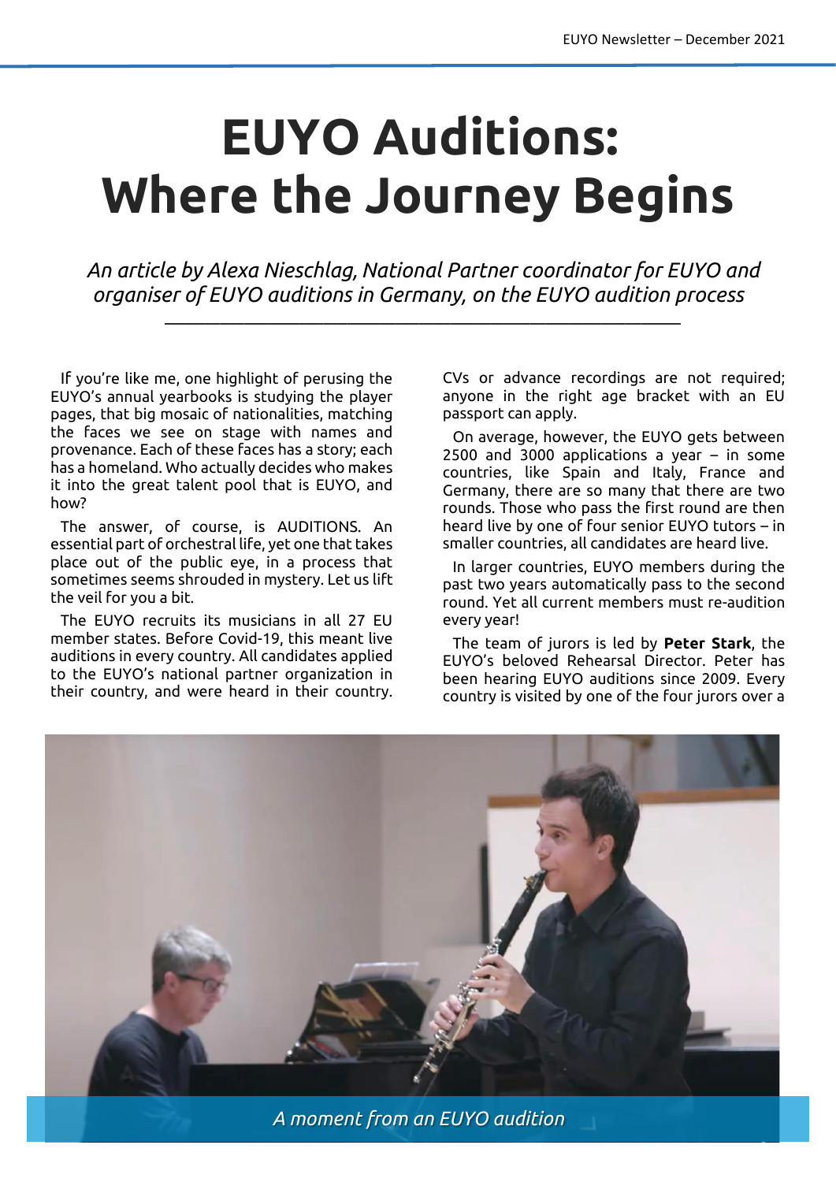# EUYO Auditions: Where the Journey Begins

*An article by Alexa Nieschlag, National Partner coordinator for EUYO and organiser of EUYO auditions in Germany, on the EUYO audition process*

If you're like me, one highlight of perusing the EUYO's annual yearbooks is studying the player pages, that big mosaic of nationalities, matching the faces we see on stage with names and provenance. Each of these faces has a story; each has a homeland. Who actually decides who makes it into the great talent pool that is EUYO, and how?

The answer, of course, is AUDITIONS. An essential part of orchestral life, yet one that takes place out of the public eye, in a process that sometimes seems shrouded in mystery. Let us lift the veil for you a bit.

The EUYO recruits its musicians in all 27 EU member states. Before Covid-19, this meant live auditions in every country. All candidates applied to the EUYO's national partner organization in their country, and were heard in their country. CVs or advance recordings are not required; anyone in the right age bracket with an EU passport can apply.

On average, however, the EUYO gets between 2500 and 3000 applications a year – in some countries, like Spain and Italy, France and Germany, there are so many that there are two rounds. Those who pass the first round are then heard live by one of four senior EUYO tutors – in smaller countries, all candidates are heard live.

In larger countries, EUYO members during the past two years automatically pass to the second round. Yet all current members must re-audition every year!

The team of jurors is led by **Peter Stark**, the EUYO's beloved Rehearsal Director. Peter has been hearing EUYO auditions since 2009. Every country is visited by one of the four jurors over a

*A moment from an EUYO audition*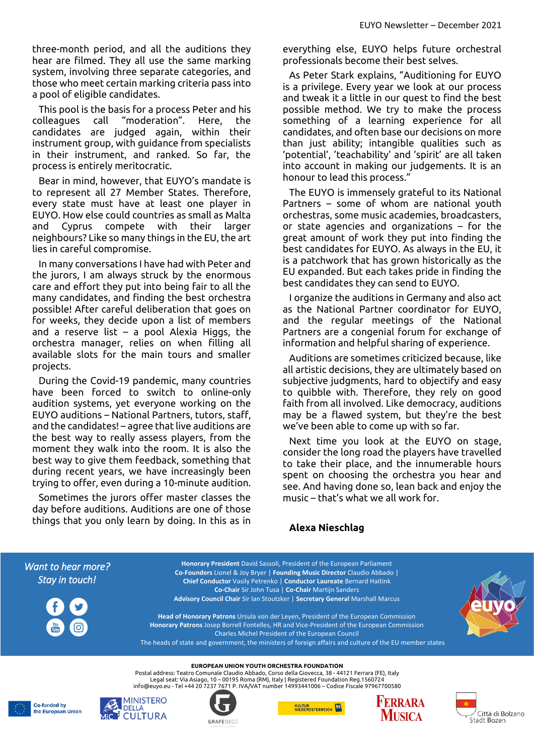three-month period, and all the auditions they hear are filmed. They all use the same marking system, involving three separate categories, and those who meet certain marking criteria pass into a pool of eligible candidates.

This pool is the basis for a process Peter and his colleagues call "moderation". Here, the candidates are judged again, within their instrument group, with guidance from specialists in their instrument, and ranked. So far, the process is entirely meritocratic.

Bear in mind, however, that EUYO's mandate is to represent all 27 Member States. Therefore, every state must have at least one player in EUYO. How else could countries as small as Malta and Cyprus compete with their larger neighbours? Like so many things in the EU, the art lies in careful compromise.

In many conversations I have had with Peter and the jurors, I am always struck by the enormous care and effort they put into being fair to all the many candidates, and finding the best orchestra possible! After careful deliberation that goes on for weeks, they decide upon a list of members and a reserve list – a pool Alexia Higgs, the orchestra manager, relies on when filling all available slots for the main tours and smaller projects.

During the Covid-19 pandemic, many countries have been forced to switch to online-only audition systems, yet everyone working on the EUYO auditions – National Partners, tutors, staff, and the candidates! – agree that live auditions are the best way to really assess players, from the moment they walk into the room. It is also the best way to give them feedback, something that during recent years, we have increasingly been trying to offer, even during a 10-minute audition.

Sometimes the jurors offer master classes the day before auditions. Auditions are one of those things that you only learn by doing. In this as in everything else, EUYO helps future orchestral professionals become their best selves.

As Peter Stark explains, "Auditioning for EUYO is a privilege. Every year we look at our process and tweak it a little in our quest to find the best possible method. We try to make the process something of a learning experience for all candidates, and often base our decisions on more than just ability; intangible qualities such as 'potential', 'teachability' and 'spirit' are all taken into account in making our judgements. It is an honour to lead this process."

The EUYO is immensely grateful to its National Partners – some of whom are national youth orchestras, some music academies, broadcasters, or state agencies and organizations – for the great amount of work they put into finding the best candidates for EUYO. As always in the EU, it is a patchwork that has grown historically as the EU expanded. But each takes pride in finding the best candidates they can send to EUYO.

I organize the auditions in Germany and also act as the National Partner coordinator for EUYO, and the regular meetings of the National Partners are a congenial forum for exchange of information and helpful sharing of experience.

Auditions are sometimes criticized because, like all artistic decisions, they are ultimately based on subjective judgments, hard to objectify and easy to quibble with. Therefore, they rely on good faith from all involved. Like democracy, auditions may be a flawed system, but they're the best we've been able to come up with so far.

Next time you look at the EUYO on stage, consider the long road the players have travelled to take their place, and the innumerable hours spent on choosing the orchestra you hear and see. And having done so, lean back and enjoy the music – that's what we all work for.

**Alexa Nieschlag**

*Want to hear more?*
*Stay in touch!*

**Honorary President** David Sassoli, President of the European Parliament
**Co-Founders** Lionel & Joy Bryer | **Founding Music Director** Claudio Abbado |
**Chief Conductor** Vasily Petrenko | **Conductor Laureate** Bernard Haitink
**Co-Chair** Sir John Tusa | **Co-Chair** Martijn Sanders
**Advisory Council Chair** Sir Ian Stoutzker | **Secretary General** Marshall Marcus

**Head of Honorary Patrons** Ursula von der Leyen, President of the European Commission
**Honorary Patrons** Josep Borrell Fontelles, HR and Vice-President of the European Commission
Charles Michel President of the European Council
The heads of state and government, the ministers of foreign affairs and culture of the EU member states

**EUROPEAN UNION YOUTH ORCHESTRA FOUNDATION**
Postal address: Teatro Comunale Claudio Abbado, Corso della Giovecca, 38 - 44121 Ferrara (FE), Italy
Legal seat: Via Asiago, 10 – 00195 Roma (RM), Italy | Registered Foundation Reg.1560724
info@euyo.eu - Tel +44 20 7237 7671 P. IVA/VAT number 14993441006 – Codice Fiscale 97967700580

Co-funded by the European Union
MINISTERO DELLA CULTURA
GRAFENEGG
KULTUR NIEDERÖSTERREICH
FERRARA MUSICA
Città di Bolzano Stadt Bozen